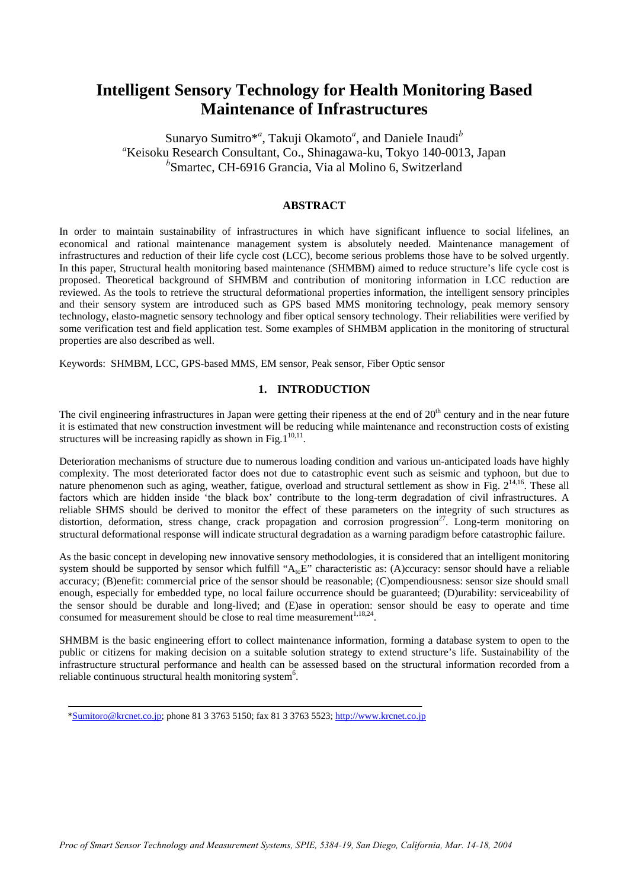# Intelligent Sensory Technology for Health Monitoring Based Maintenance of Infrastructures

Sunaryo Sumitro*[a], Takuji Okamoto[a], and Daniele Inaudi[b]

[a]Keisoku Research Consultant, Co., Shinagawa-ku, Tokyo 140-0013, Japan

[b]Smartec, CH-6916 Grancia, Via al Molino 6, Switzerland

## ABSTRACT

In order to maintain sustainability of infrastructures in which have significant influence to social lifelines, an economical and rational maintenance management system is absolutely needed. Maintenance management of infrastructures and reduction of their life cycle cost (LCC), become serious problems those have to be solved urgently. In this paper, Structural health monitoring based maintenance (SHMBM) aimed to reduce structure's life cycle cost is proposed. Theoretical background of SHMBM and contribution of monitoring information in LCC reduction are reviewed. As the tools to retrieve the structural deformational properties information, the intelligent sensory principles and their sensory system are introduced such as GPS based MMS monitoring technology, peak memory sensory technology, elasto-magnetic sensory technology and fiber optical sensory technology. Their reliabilities were verified by some verification test and field application test. Some examples of SHMBM application in the monitoring of structural properties are also described as well.

Keywords: SHMBM, LCC, GPS-based MMS, EM sensor, Peak sensor, Fiber Optic sensor

## 1. INTRODUCTION

The civil engineering infrastructures in Japan were getting their ripeness at the end of 20th century and in the near future it is estimated that new construction investment will be reducing while maintenance and reconstruction costs of existing structures will be increasing rapidly as shown in Fig.1[10,11].

Deterioration mechanisms of structure due to numerous loading condition and various un-anticipated loads have highly complexity. The most deteriorated factor does not due to catastrophic event such as seismic and typhoon, but due to nature phenomenon such as aging, weather, fatigue, overload and structural settlement as show in Fig. 2[14,16]. These all factors which are hidden inside 'the black box' contribute to the long-term degradation of civil infrastructures. A reliable SHMS should be derived to monitor the effect of these parameters on the integrity of such structures as distortion, deformation, stress change, crack propagation and corrosion progression[27]. Long-term monitoring on structural deformational response will indicate structural degradation as a warning paradigm before catastrophic failure.

As the basic concept in developing new innovative sensory methodologies, it is considered that an intelligent monitoring system should be supported by sensor which fulfill "$A_{to}E$" characteristic as: (A)ccuracy: sensor should have a reliable accuracy; (B)enefit: commercial price of the sensor should be reasonable; (C)ompendiousness: sensor size should small enough, especially for embedded type, no local failure occurrence should be guaranteed; (D)urability: serviceability of the sensor should be durable and long-lived; and (E)ase in operation: sensor should be easy to operate and time consumed for measurement should be close to real time measurement[1,18,24].

SHMBM is the basic engineering effort to collect maintenance information, forming a database system to open to the public or citizens for making decision on a suitable solution strategy to extend structure's life. Sustainability of the infrastructure structural performance and health can be assessed based on the structural information recorded from a reliable continuous structural health monitoring system[6].

*Sumitoro@krcnet.co.jp; phone 81 3 3763 5150; fax 81 3 3763 5523; http://www.krcnet.co.jp

*Proc of Smart Sensor Technology and Measurement Systems, SPIE, 5384-19, San Diego, California, Mar. 14-18, 2004*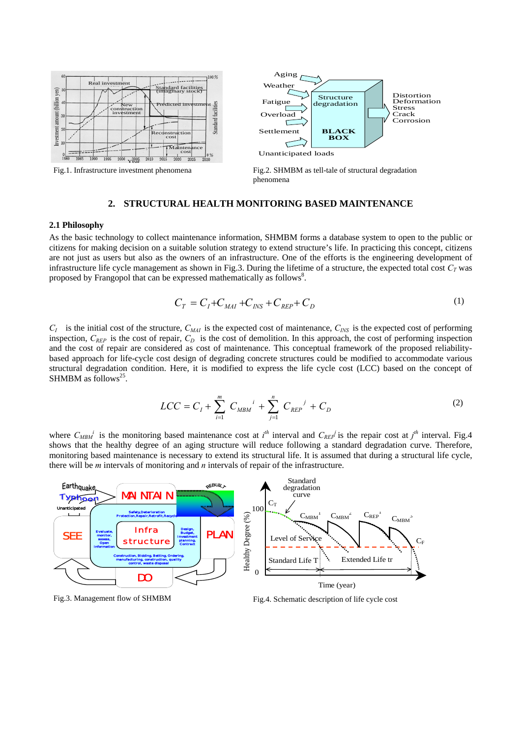Fig.1. Infrastructure investment phenomena

Fig.2. SHMBM as tell-tale of structural degradation phenomena

## 2. STRUCTURAL HEALTH MONITORING BASED MAINTENANCE

### 2.1 Philosophy

As the basic technology to collect maintenance information, SHMBM forms a database system to open to the public or citizens for making decision on a suitable solution strategy to extend structure's life. In practicing this concept, citizens are not just as users but also as the owners of an infrastructure. One of the efforts is the engineering development of infrastructure life cycle management as shown in Fig.3. During the lifetime of a structure, the expected total cost $C_T$ was proposed by Frangopol that can be expressed mathematically as follows[8].

$$C_T = C_I + C_{MAI} + C_{INS} + C_{REP} + C_D \tag{1}$$

$C_I$ is the initial cost of the structure, $C_{MAI}$ is the expected cost of maintenance, $C_{INS}$ is the expected cost of performing inspection, $C_{REP}$ is the cost of repair, $C_D$ is the cost of demolition. In this approach, the cost of performing inspection and the cost of repair are considered as cost of maintenance. This conceptual framework of the proposed reliability-based approach for life-cycle cost design of degrading concrete structures could be modified to accommodate various structural degradation condition. Here, it is modified to express the life cycle cost (LCC) based on the concept of SHMBM as follows[25].

$$LCC = C_I + \sum_{i=1}^{m} C_{MBM}^{\ i} + \sum_{j=1}^{n} C_{REP}^{\ j} + C_D \tag{2}$$

where $C_{MBM}^{i}$ is the monitoring based maintenance cost at $i^{th}$ interval and $C_{REP}^{j}$ is the repair cost at $j^{th}$ interval. Fig.4 shows that the healthy degree of an aging structure will reduce following a standard degradation curve. Therefore, monitoring based maintenance is necessary to extend its structural life. It is assumed that during a structural life cycle, there will be *m* intervals of monitoring and *n* intervals of repair of the infrastructure.

Fig.3. Management flow of SHMBM

Fig.4. Schematic description of life cycle cost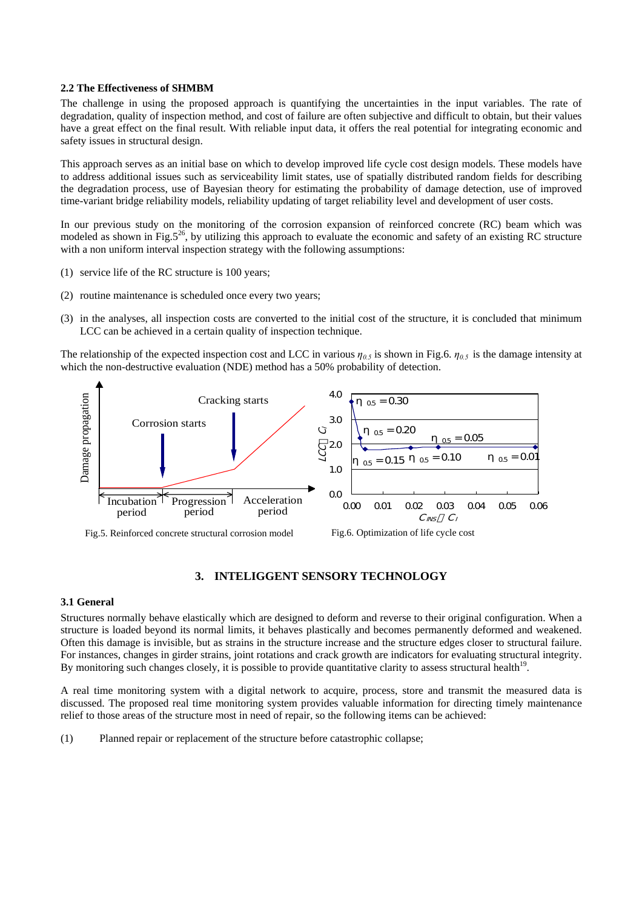### 2.2 The Effectiveness of SHMBM

The challenge in using the proposed approach is quantifying the uncertainties in the input variables. The rate of degradation, quality of inspection method, and cost of failure are often subjective and difficult to obtain, but their values have a great effect on the final result. With reliable input data, it offers the real potential for integrating economic and safety issues in structural design.

This approach serves as an initial base on which to develop improved life cycle cost design models. These models have to address additional issues such as serviceability limit states, use of spatially distributed random fields for describing the degradation process, use of Bayesian theory for estimating the probability of damage detection, use of improved time-variant bridge reliability models, reliability updating of target reliability level and development of user costs.

In our previous study on the monitoring of the corrosion expansion of reinforced concrete (RC) beam which was modeled as shown in Fig.5[26], by utilizing this approach to evaluate the economic and safety of an existing RC structure with a non uniform interval inspection strategy with the following assumptions:

(1) service life of the RC structure is 100 years;

(2) routine maintenance is scheduled once every two years;

(3) in the analyses, all inspection costs are converted to the initial cost of the structure, it is concluded that minimum LCC can be achieved in a certain quality of inspection technique.

The relationship of the expected inspection cost and LCC in various $\eta_{0.5}$ is shown in Fig.6. $\eta_{0.5}$ is the damage intensity at which the non-destructive evaluation (NDE) method has a 50% probability of detection.

Fig.5. Reinforced concrete structural corrosion model

Fig.6. Optimization of life cycle cost

## 3. INTELIGGENT SENSORY TECHNOLOGY

### 3.1 General

Structures normally behave elastically which are designed to deform and reverse to their original configuration. When a structure is loaded beyond its normal limits, it behaves plastically and becomes permanently deformed and weakened. Often this damage is invisible, but as strains in the structure increase and the structure edges closer to structural failure. For instances, changes in girder strains, joint rotations and crack growth are indicators for evaluating structural integrity. By monitoring such changes closely, it is possible to provide quantitative clarity to assess structural health[19].

A real time monitoring system with a digital network to acquire, process, store and transmit the measured data is discussed. The proposed real time monitoring system provides valuable information for directing timely maintenance relief to those areas of the structure most in need of repair, so the following items can be achieved:

(1) Planned repair or replacement of the structure before catastrophic collapse;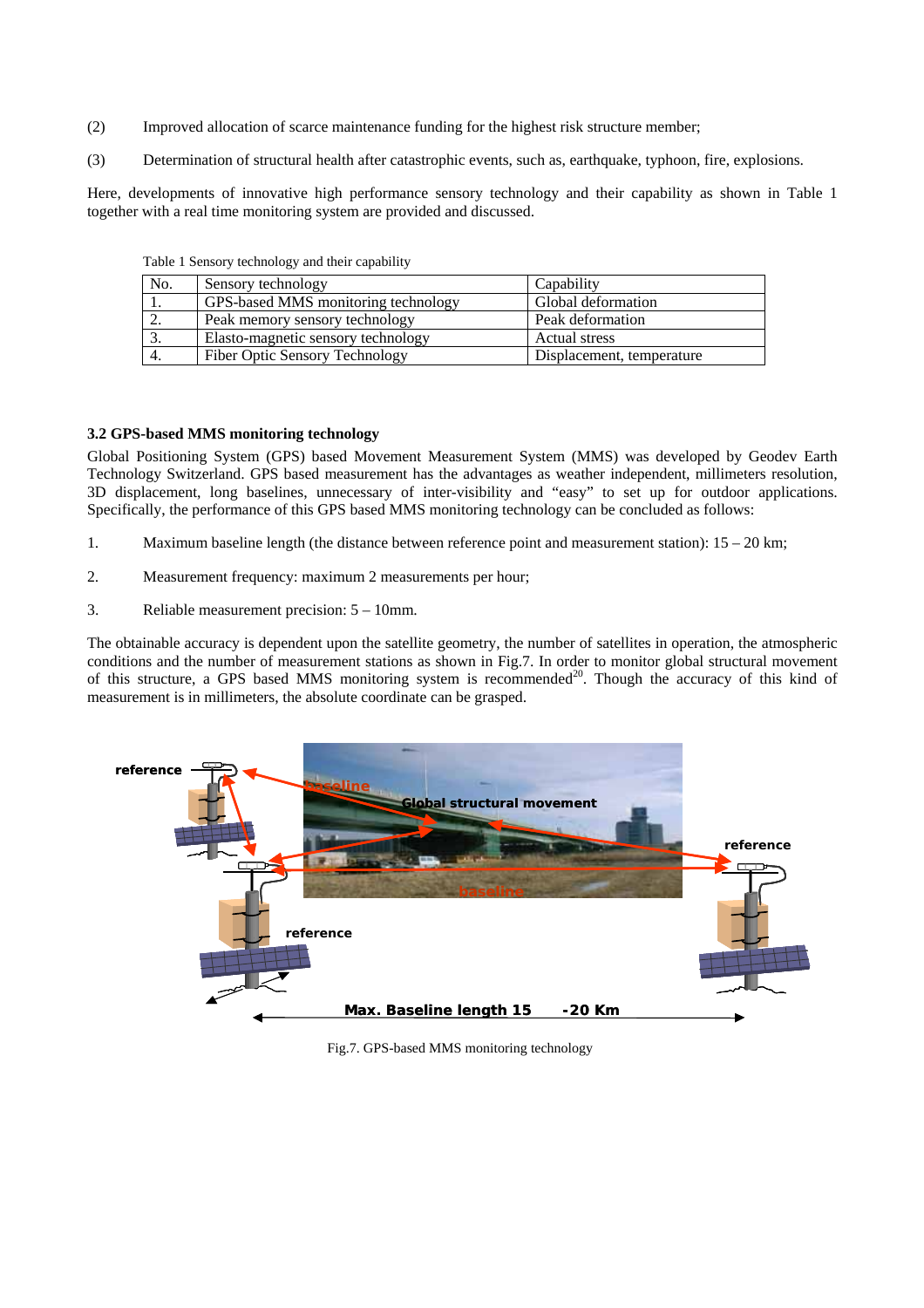(2) Improved allocation of scarce maintenance funding for the highest risk structure member;

(3) Determination of structural health after catastrophic events, such as, earthquake, typhoon, fire, explosions.

Here, developments of innovative high performance sensory technology and their capability as shown in Table 1 together with a real time monitoring system are provided and discussed.

Table 1 Sensory technology and their capability

| No. | Sensory technology | Capability |
|---|---|---|
| 1. | GPS-based MMS monitoring technology | Global deformation |
| 2. | Peak memory sensory technology | Peak deformation |
| 3. | Elasto-magnetic sensory technology | Actual stress |
| 4. | Fiber Optic Sensory Technology | Displacement, temperature |

### 3.2 GPS-based MMS monitoring technology

Global Positioning System (GPS) based Movement Measurement System (MMS) was developed by Geodev Earth Technology Switzerland. GPS based measurement has the advantages as weather independent, millimeters resolution, 3D displacement, long baselines, unnecessary of inter-visibility and "easy" to set up for outdoor applications. Specifically, the performance of this GPS based MMS monitoring technology can be concluded as follows:

1. Maximum baseline length (the distance between reference point and measurement station): 15 – 20 km;

2. Measurement frequency: maximum 2 measurements per hour;

3. Reliable measurement precision: 5 – 10mm.

The obtainable accuracy is dependent upon the satellite geometry, the number of satellites in operation, the atmospheric conditions and the number of measurement stations as shown in Fig.7. In order to monitor global structural movement of this structure, a GPS based MMS monitoring system is recommended[20]. Though the accuracy of this kind of measurement is in millimeters, the absolute coordinate can be grasped.

Fig.7. GPS-based MMS monitoring technology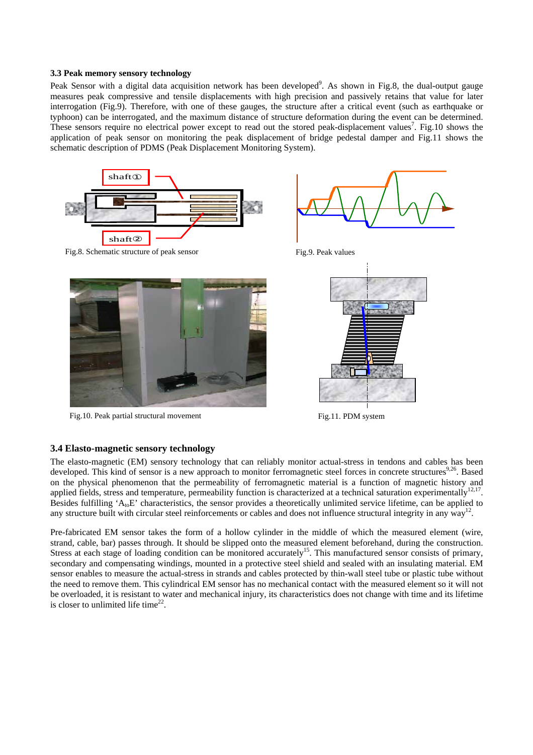### 3.3 Peak memory sensory technology

Peak Sensor with a digital data acquisition network has been developed[9]. As shown in Fig.8, the dual-output gauge measures peak compressive and tensile displacements with high precision and passively retains that value for later interrogation (Fig.9). Therefore, with one of these gauges, the structure after a critical event (such as earthquake or typhoon) can be interrogated, and the maximum distance of structure deformation during the event can be determined. These sensors require no electrical power except to read out the stored peak-displacement values[7]. Fig.10 shows the application of peak sensor on monitoring the peak displacement of bridge pedestal damper and Fig.11 shows the schematic description of PDMS (Peak Displacement Monitoring System).

Fig.8. Schematic structure of peak sensor

Fig.9. Peak values

Fig.10. Peak partial structural movement

Fig.11. PDM system

### 3.4 Elasto-magnetic sensory technology

The elasto-magnetic (EM) sensory technology that can reliably monitor actual-stress in tendons and cables has been developed. This kind of sensor is a new approach to monitor ferromagnetic steel forces in concrete structures[9,26]. Based on the physical phenomenon that the permeability of ferromagnetic material is a function of magnetic history and applied fields, stress and temperature, permeability function is characterized at a technical saturation experimentally[12,17]. Besides fulfilling '$A_{to}E$' characteristics, the sensor provides a theoretically unlimited service lifetime, can be applied to any structure built with circular steel reinforcements or cables and does not influence structural integrity in any way[12].

Pre-fabricated EM sensor takes the form of a hollow cylinder in the middle of which the measured element (wire, strand, cable, bar) passes through. It should be slipped onto the measured element beforehand, during the construction. Stress at each stage of loading condition can be monitored accurately[15]. This manufactured sensor consists of primary, secondary and compensating windings, mounted in a protective steel shield and sealed with an insulating material. EM sensor enables to measure the actual-stress in strands and cables protected by thin-wall steel tube or plastic tube without the need to remove them. This cylindrical EM sensor has no mechanical contact with the measured element so it will not be overloaded, it is resistant to water and mechanical injury, its characteristics does not change with time and its lifetime is closer to unlimited life time[22].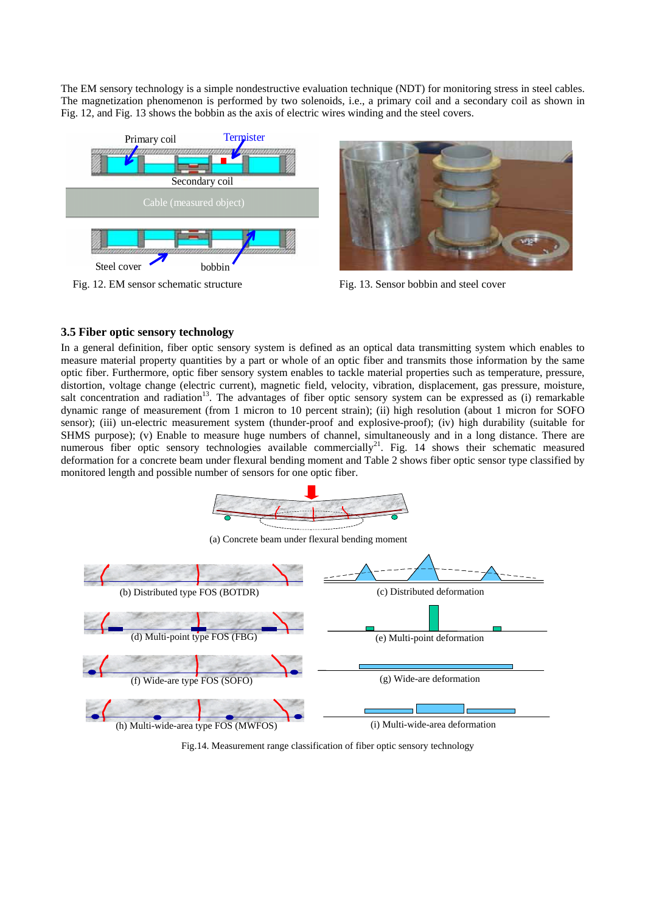The EM sensory technology is a simple nondestructive evaluation technique (NDT) for monitoring stress in steel cables. The magnetization phenomenon is performed by two solenoids, i.e., a primary coil and a secondary coil as shown in Fig. 12, and Fig. 13 shows the bobbin as the axis of electric wires winding and the steel covers.

Fig. 12. EM sensor schematic structure

Fig. 13. Sensor bobbin and steel cover

### 3.5 Fiber optic sensory technology

In a general definition, fiber optic sensory system is defined as an optical data transmitting system which enables to measure material property quantities by a part or whole of an optic fiber and transmits those information by the same optic fiber. Furthermore, optic fiber sensory system enables to tackle material properties such as temperature, pressure, distortion, voltage change (electric current), magnetic field, velocity, vibration, displacement, gas pressure, moisture, salt concentration and radiation[13]. The advantages of fiber optic sensory system can be expressed as (i) remarkable dynamic range of measurement (from 1 micron to 10 percent strain); (ii) high resolution (about 1 micron for SOFO sensor); (iii) un-electric measurement system (thunder-proof and explosive-proof); (iv) high durability (suitable for SHMS purpose); (v) Enable to measure huge numbers of channel, simultaneously and in a long distance. There are numerous fiber optic sensory technologies available commercially[21]. Fig. 14 shows their schematic measured deformation for a concrete beam under flexural bending moment and Table 2 shows fiber optic sensor type classified by monitored length and possible number of sensors for one optic fiber.

(a) Concrete beam under flexural bending moment

(b) Distributed type FOS (BOTDR)

(c) Distributed deformation

(d) Multi-point type FOS (FBG)

(e) Multi-point deformation

(f) Wide-are type FOS (SOFO)

(g) Wide-are deformation

(h) Multi-wide-area type FOS (MWFOS)

(i) Multi-wide-area deformation

Fig.14. Measurement range classification of fiber optic sensory technology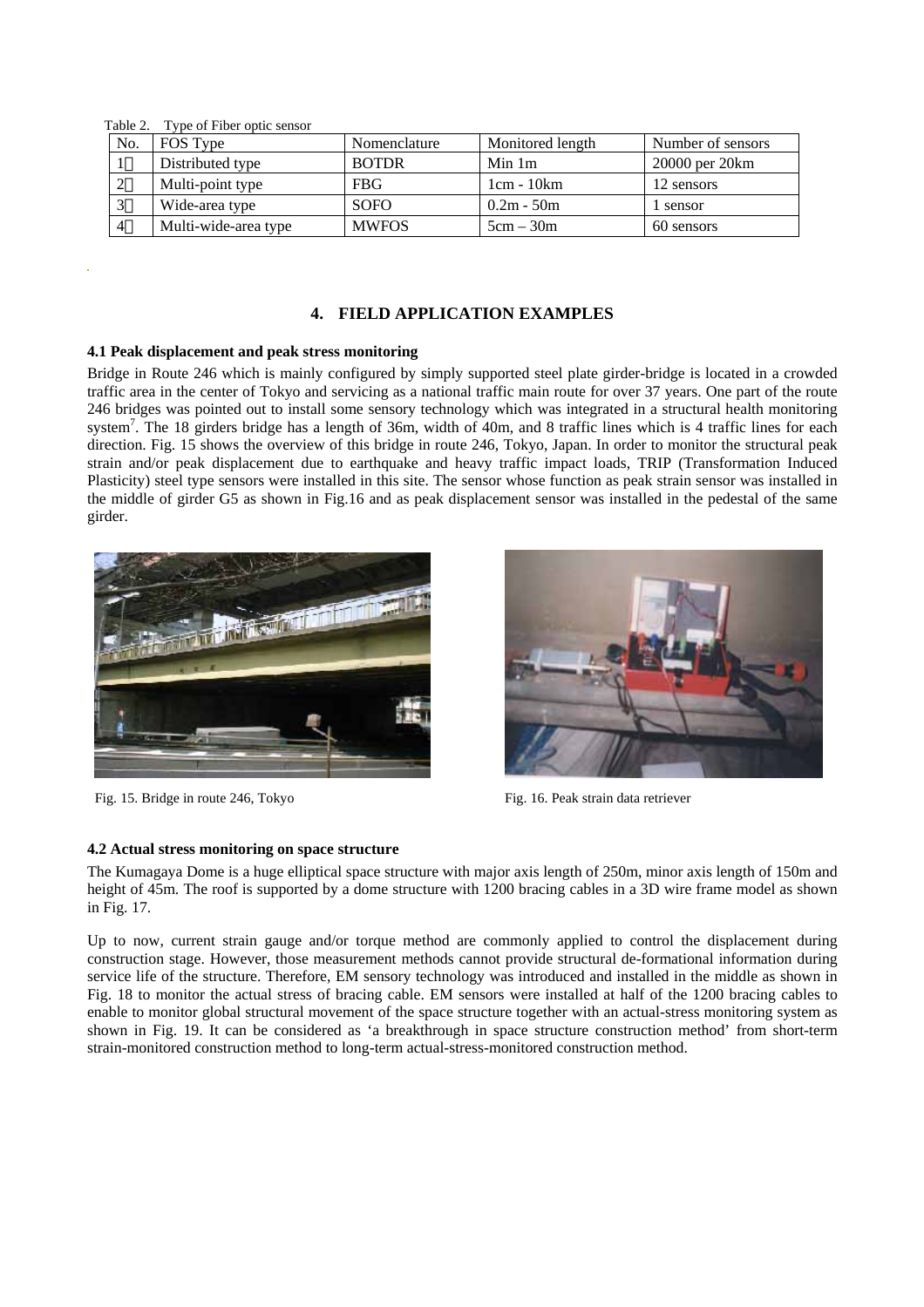Table 2. Type of Fiber optic sensor

| No. | FOS Type | Nomenclature | Monitored length | Number of sensors |
|---|---|---|---|---|
| 1 | Distributed type | BOTDR | Min 1m | 20000 per 20km |
| 2 | Multi-point type | FBG | 1cm - 10km | 12 sensors |
| 3 | Wide-area type | SOFO | 0.2m - 50m | 1 sensor |
| 4 | Multi-wide-area type | MWFOS | 5cm – 30m | 60 sensors |

## 4. FIELD APPLICATION EXAMPLES

### 4.1 Peak displacement and peak stress monitoring

Bridge in Route 246 which is mainly configured by simply supported steel plate girder-bridge is located in a crowded traffic area in the center of Tokyo and servicing as a national traffic main route for over 37 years. One part of the route 246 bridges was pointed out to install some sensory technology which was integrated in a structural health monitoring system[7]. The 18 girders bridge has a length of 36m, width of 40m, and 8 traffic lines which is 4 traffic lines for each direction. Fig. 15 shows the overview of this bridge in route 246, Tokyo, Japan. In order to monitor the structural peak strain and/or peak displacement due to earthquake and heavy traffic impact loads, TRIP (Transformation Induced Plasticity) steel type sensors were installed in this site. The sensor whose function as peak strain sensor was installed in the middle of girder G5 as shown in Fig.16 and as peak displacement sensor was installed in the pedestal of the same girder.

Fig. 15. Bridge in route 246, Tokyo

Fig. 16. Peak strain data retriever

### 4.2 Actual stress monitoring on space structure

The Kumagaya Dome is a huge elliptical space structure with major axis length of 250m, minor axis length of 150m and height of 45m. The roof is supported by a dome structure with 1200 bracing cables in a 3D wire frame model as shown in Fig. 17.

Up to now, current strain gauge and/or torque method are commonly applied to control the displacement during construction stage. However, those measurement methods cannot provide structural de-formational information during service life of the structure. Therefore, EM sensory technology was introduced and installed in the middle as shown in Fig. 18 to monitor the actual stress of bracing cable. EM sensors were installed at half of the 1200 bracing cables to enable to monitor global structural movement of the space structure together with an actual-stress monitoring system as shown in Fig. 19. It can be considered as 'a breakthrough in space structure construction method' from short-term strain-monitored construction method to long-term actual-stress-monitored construction method.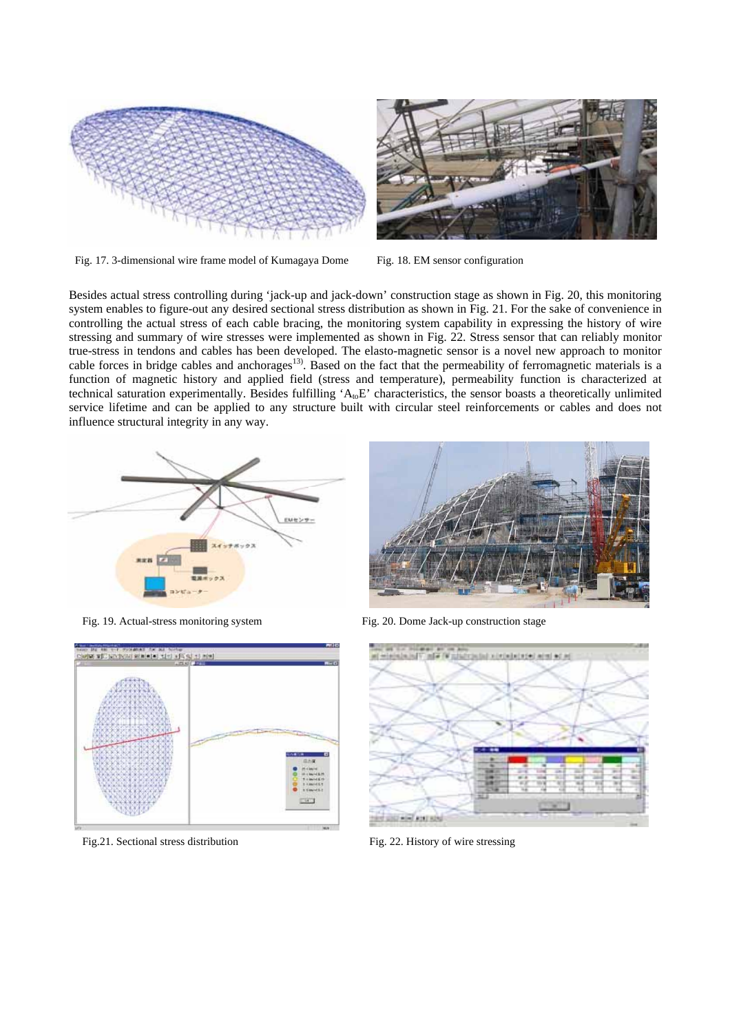Fig. 17. 3-dimensional wire frame model of Kumagaya Dome

Fig. 18. EM sensor configuration

Besides actual stress controlling during 'jack-up and jack-down' construction stage as shown in Fig. 20, this monitoring system enables to figure-out any desired sectional stress distribution as shown in Fig. 21. For the sake of convenience in controlling the actual stress of each cable bracing, the monitoring system capability in expressing the history of wire stressing and summary of wire stresses were implemented as shown in Fig. 22. Stress sensor that can reliably monitor true-stress in tendons and cables has been developed. The elasto-magnetic sensor is a novel new approach to monitor cable forces in bridge cables and anchorages[13]. Based on the fact that the permeability of ferromagnetic materials is a function of magnetic history and applied field (stress and temperature), permeability function is characterized at technical saturation experimentally. Besides fulfilling '$A_{to}E$' characteristics, the sensor boasts a theoretically unlimited service lifetime and can be applied to any structure built with circular steel reinforcements or cables and does not influence structural integrity in any way.

Fig. 19. Actual-stress monitoring system

Fig. 20. Dome Jack-up construction stage

Fig.21. Sectional stress distribution

Fig. 22. History of wire stressing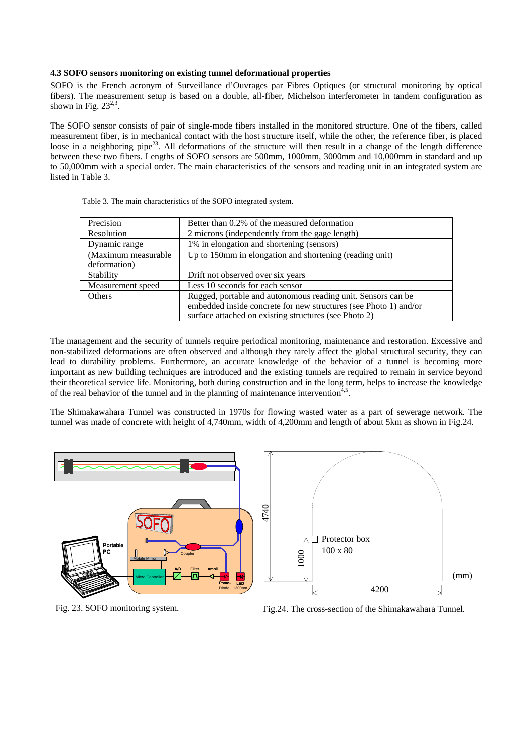### 4.3 SOFO sensors monitoring on existing tunnel deformational properties

SOFO is the French acronym of Surveillance d'Ouvrages par Fibres Optiques (or structural monitoring by optical fibers). The measurement setup is based on a double, all-fiber, Michelson interferometer in tandem configuration as shown in Fig. 23[2,3].

The SOFO sensor consists of pair of single-mode fibers installed in the monitored structure. One of the fibers, called measurement fiber, is in mechanical contact with the host structure itself, while the other, the reference fiber, is placed loose in a neighboring pipe[23]. All deformations of the structure will then result in a change of the length difference between these two fibers. Lengths of SOFO sensors are 500mm, 1000mm, 3000mm and 10,000mm in standard and up to 50,000mm with a special order. The main characteristics of the sensors and reading unit in an integrated system are listed in Table 3.

Table 3. The main characteristics of the SOFO integrated system.

| | |
|---|---|
| Precision | Better than 0.2% of the measured deformation |
| Resolution | 2 microns (independently from the gage length) |
| Dynamic range | 1% in elongation and shortening (sensors) |
| (Maximum measurable deformation) | Up to 150mm in elongation and shortening (reading unit) |
| Stability | Drift not observed over six years |
| Measurement speed | Less 10 seconds for each sensor |
| Others | Rugged, portable and autonomous reading unit. Sensors can be embedded inside concrete for new structures (see Photo 1) and/or surface attached on existing structures (see Photo 2) |

The management and the security of tunnels require periodical monitoring, maintenance and restoration. Excessive and non-stabilized deformations are often observed and although they rarely affect the global structural security, they can lead to durability problems. Furthermore, an accurate knowledge of the behavior of a tunnel is becoming more important as new building techniques are introduced and the existing tunnels are required to remain in service beyond their theoretical service life. Monitoring, both during construction and in the long term, helps to increase the knowledge of the real behavior of the tunnel and in the planning of maintenance intervention[4,5].

The Shimakawahara Tunnel was constructed in 1970s for flowing wasted water as a part of sewerage network. The tunnel was made of concrete with height of 4,740mm, width of 4,200mm and length of about 5km as shown in Fig.24.

Fig. 23. SOFO monitoring system.

Fig.24. The cross-section of the Shimakawahara Tunnel.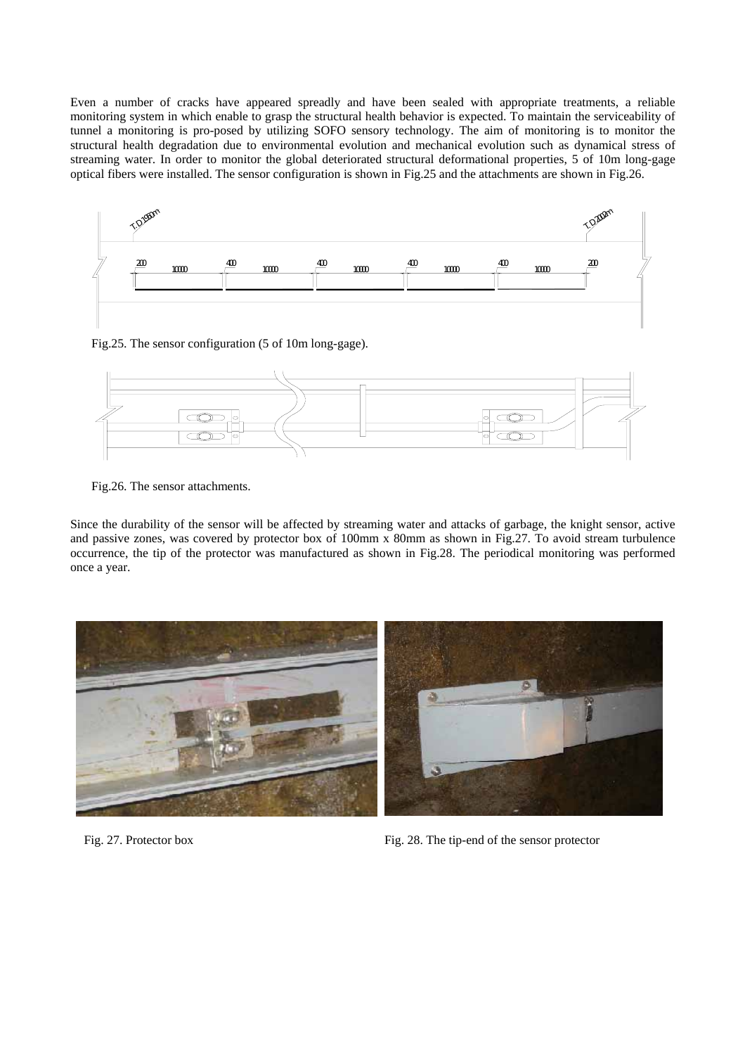Even a number of cracks have appeared spreadly and have been sealed with appropriate treatments, a reliable monitoring system in which enable to grasp the structural health behavior is expected. To maintain the serviceability of tunnel a monitoring is pro-posed by utilizing SOFO sensory technology. The aim of monitoring is to monitor the structural health degradation due to environmental evolution and mechanical evolution such as dynamical stress of streaming water. In order to monitor the global deteriorated structural deformational properties, 5 of 10m long-gage optical fibers were installed. The sensor configuration is shown in Fig.25 and the attachments are shown in Fig.26.

Fig.25. The sensor configuration (5 of 10m long-gage).

Fig.26. The sensor attachments.

Since the durability of the sensor will be affected by streaming water and attacks of garbage, the knight sensor, active and passive zones, was covered by protector box of 100mm x 80mm as shown in Fig.27. To avoid stream turbulence occurrence, the tip of the protector was manufactured as shown in Fig.28. The periodical monitoring was performed once a year.

Fig. 27. Protector box

Fig. 28. The tip-end of the sensor protector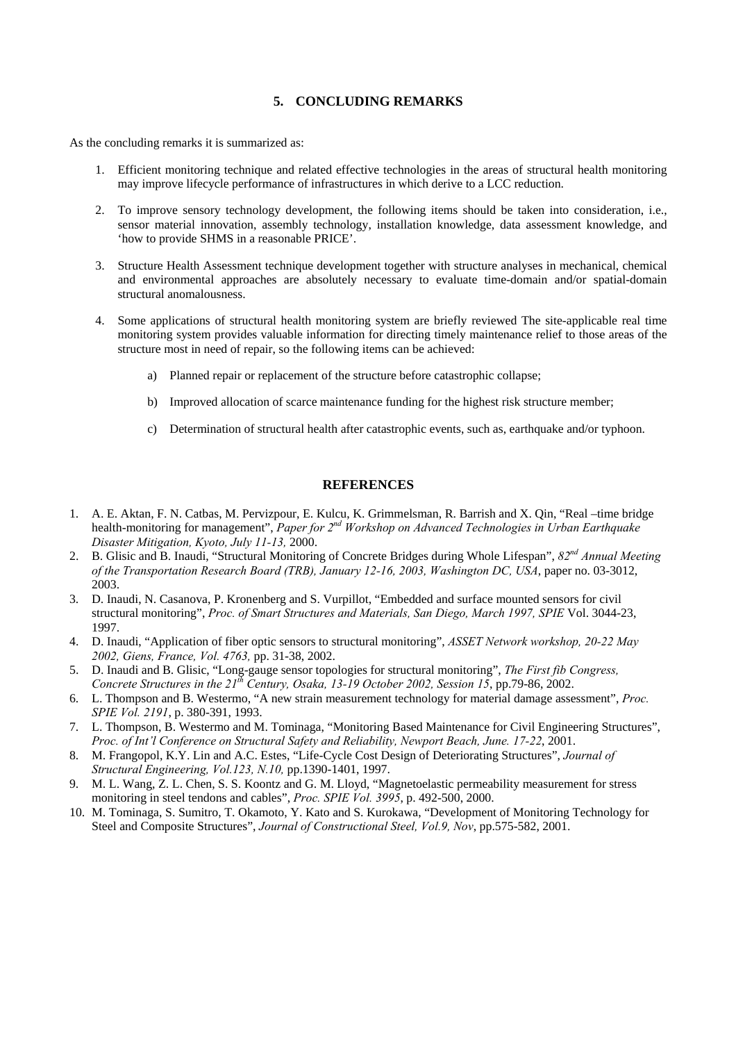## 5. CONCLUDING REMARKS

As the concluding remarks it is summarized as:

1. Efficient monitoring technique and related effective technologies in the areas of structural health monitoring may improve lifecycle performance of infrastructures in which derive to a LCC reduction.

2. To improve sensory technology development, the following items should be taken into consideration, i.e., sensor material innovation, assembly technology, installation knowledge, data assessment knowledge, and 'how to provide SHMS in a reasonable PRICE'.

3. Structure Health Assessment technique development together with structure analyses in mechanical, chemical and environmental approaches are absolutely necessary to evaluate time-domain and/or spatial-domain structural anomalousness.

4. Some applications of structural health monitoring system are briefly reviewed The site-applicable real time monitoring system provides valuable information for directing timely maintenance relief to those areas of the structure most in need of repair, so the following items can be achieved:

    a) Planned repair or replacement of the structure before catastrophic collapse;

    b) Improved allocation of scarce maintenance funding for the highest risk structure member;

    c) Determination of structural health after catastrophic events, such as, earthquake and/or typhoon.

## REFERENCES

1. A. E. Aktan, F. N. Catbas, M. Pervizpour, E. Kulcu, K. Grimmelsman, R. Barrish and X. Qin, "Real –time bridge health-monitoring for management", *Paper for 2nd Workshop on Advanced Technologies in Urban Earthquake Disaster Mitigation, Kyoto, July 11-13,* 2000.
2. B. Glisic and B. Inaudi, "Structural Monitoring of Concrete Bridges during Whole Lifespan", *82nd Annual Meeting of the Transportation Research Board (TRB), January 12-16, 2003, Washington DC, USA*, paper no. 03-3012, 2003.
3. D. Inaudi, N. Casanova, P. Kronenberg and S. Vurpillot, "Embedded and surface mounted sensors for civil structural monitoring", *Proc. of Smart Structures and Materials, San Diego, March 1997, SPIE* Vol. 3044-23, 1997.
4. D. Inaudi, "Application of fiber optic sensors to structural monitoring", *ASSET Network workshop, 20-22 May 2002, Giens, France, Vol. 4763,* pp. 31-38, 2002.
5. D. Inaudi and B. Glisic, "Long-gauge sensor topologies for structural monitoring", *The First fib Congress, Concrete Structures in the 21th Century, Osaka, 13-19 October 2002, Session 15*, pp.79-86, 2002.
6. L. Thompson and B. Westermo, "A new strain measurement technology for material damage assessment", *Proc. SPIE Vol. 2191*, p. 380-391, 1993.
7. L. Thompson, B. Westermo and M. Tominaga, "Monitoring Based Maintenance for Civil Engineering Structures", *Proc. of Int'l Conference on Structural Safety and Reliability, Newport Beach, June. 17-22*, 2001.
8. M. Frangopol, K.Y. Lin and A.C. Estes, "Life-Cycle Cost Design of Deteriorating Structures", *Journal of Structural Engineering, Vol.123, N.10,* pp.1390-1401, 1997.
9. M. L. Wang, Z. L. Chen, S. S. Koontz and G. M. Lloyd, "Magnetoelastic permeability measurement for stress monitoring in steel tendons and cables", *Proc. SPIE Vol. 3995*, p. 492-500, 2000.
10. M. Tominaga, S. Sumitro, T. Okamoto, Y. Kato and S. Kurokawa, "Development of Monitoring Technology for Steel and Composite Structures", *Journal of Constructional Steel, Vol.9, Nov*, pp.575-582, 2001.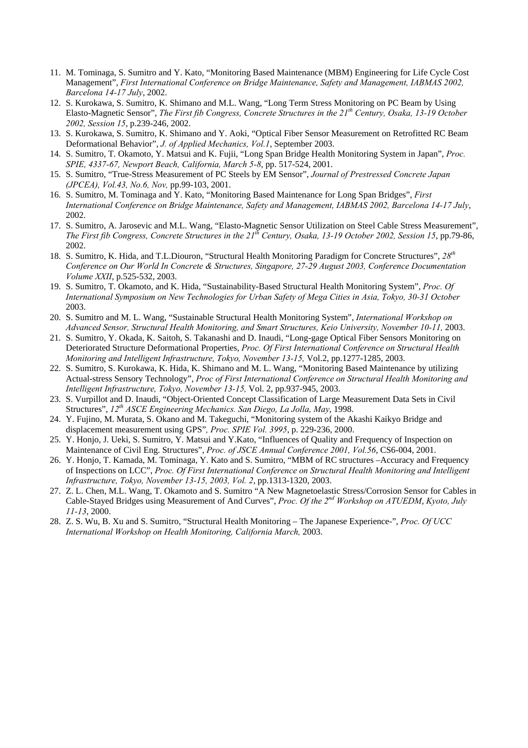11. M. Tominaga, S. Sumitro and Y. Kato, "Monitoring Based Maintenance (MBM) Engineering for Life Cycle Cost Management", *First International Conference on Bridge Maintenance, Safety and Management, IABMAS 2002, Barcelona 14-17 July*, 2002.
12. S. Kurokawa, S. Sumitro, K. Shimano and M.L. Wang, "Long Term Stress Monitoring on PC Beam by Using Elasto-Magnetic Sensor", *The First fib Congress, Concrete Structures in the 21$^{th}$ Century, Osaka, 13-19 October 2002, Session 15*, p.239-246, 2002.
13. S. Kurokawa, S. Sumitro, K. Shimano and Y. Aoki, "Optical Fiber Sensor Measurement on Retrofitted RC Beam Deformational Behavior", *J. of Applied Mechanics, Vol.1*, September 2003.
14. S. Sumitro, T. Okamoto, Y. Matsui and K. Fujii, "Long Span Bridge Health Monitoring System in Japan", *Proc. SPIE, 4337-67, Newport Beach, California, March 5-8*, pp. 517-524, 2001.
15. S. Sumitro, "True-Stress Measurement of PC Steels by EM Sensor", *Journal of Prestressed Concrete Japan (JPCEA), Vol.43, No.6, Nov,* pp.99-103, 2001.
16. S. Sumitro, M. Tominaga and Y. Kato, "Monitoring Based Maintenance for Long Span Bridges", *First International Conference on Bridge Maintenance, Safety and Management, IABMAS 2002, Barcelona 14-17 July*, 2002.
17. S. Sumitro, A. Jarosevic and M.L. Wang, "Elasto-Magnetic Sensor Utilization on Steel Cable Stress Measurement", *The First fib Congress, Concrete Structures in the 21$^{th}$ Century, Osaka, 13-19 October 2002, Session 15*, pp.79-86, 2002.
18. S. Sumitro, K. Hida, and T.L.Diouron, "Structural Health Monitoring Paradigm for Concrete Structures", *28$^{th}$ Conference on Our World In Concrete & Structures, Singapore, 27-29 August 2003, Conference Documentation Volume XXII*, p.525-532, 2003.
19. S. Sumitro, T. Okamoto, and K. Hida, "Sustainability-Based Structural Health Monitoring System", *Proc. Of International Symposium on New Technologies for Urban Safety of Mega Cities in Asia, Tokyo, 30-31 October* 2003.
20. S. Sumitro and M. L. Wang, "Sustainable Structural Health Monitoring System", *International Workshop on Advanced Sensor, Structural Health Monitoring, and Smart Structures, Keio University, November 10-11,* 2003.
21. S. Sumitro, Y. Okada, K. Saitoh, S. Takanashi and D. Inaudi, "Long-gage Optical Fiber Sensors Monitoring on Deteriorated Structure Deformational Properties, *Proc. Of First International Conference on Structural Health Monitoring and Intelligent Infrastructure, Tokyo, November 13-15,* Vol.2, pp.1277-1285, 2003.
22. S. Sumitro, S. Kurokawa, K. Hida, K. Shimano and M. L. Wang, "Monitoring Based Maintenance by utilizing Actual-stress Sensory Technology", *Proc of First International Conference on Structural Health Monitoring and Intelligent Infrastructure, Tokyo, November 13-15,* Vol. 2, pp.937-945, 2003.
23. S. Vurpillot and D. Inaudi, "Object-Oriented Concept Classification of Large Measurement Data Sets in Civil Structures", *12$^{th}$ ASCE Engineering Mechanics. San Diego, La Jolla, May*, 1998.
24. Y. Fujino, M. Murata, S. Okano and M. Takeguchi, "Monitoring system of the Akashi Kaikyo Bridge and displacement measurement using GPS", *Proc. SPIE Vol. 3995*, p. 229-236, 2000.
25. Y. Honjo, J. Ueki, S. Sumitro, Y. Matsui and Y.Kato, "Influences of Quality and Frequency of Inspection on Maintenance of Civil Eng. Structures", *Proc. of JSCE Annual Conference 2001, Vol.56*, CS6-004, 2001.
26. Y. Honjo, T. Kamada, M. Tominaga, Y. Kato and S. Sumitro, "MBM of RC structures –Accuracy and Frequency of Inspections on LCC", *Proc. Of First International Conference on Structural Health Monitoring and Intelligent Infrastructure, Tokyo, November 13-15, 2003, Vol. 2*, pp.1313-1320, 2003.
27. Z. L. Chen, M.L. Wang, T. Okamoto and S. Sumitro "A New Magnetoelastic Stress/Corrosion Sensor for Cables in Cable-Stayed Bridges using Measurement of And Curves", *Proc. Of the 2$^{nd}$ Workshop on ATUEDM*, *Kyoto, July 11-13*, 2000.
28. Z. S. Wu, B. Xu and S. Sumitro, "Structural Health Monitoring – The Japanese Experience-", *Proc. Of UCC International Workshop on Health Monitoring, California March,* 2003.